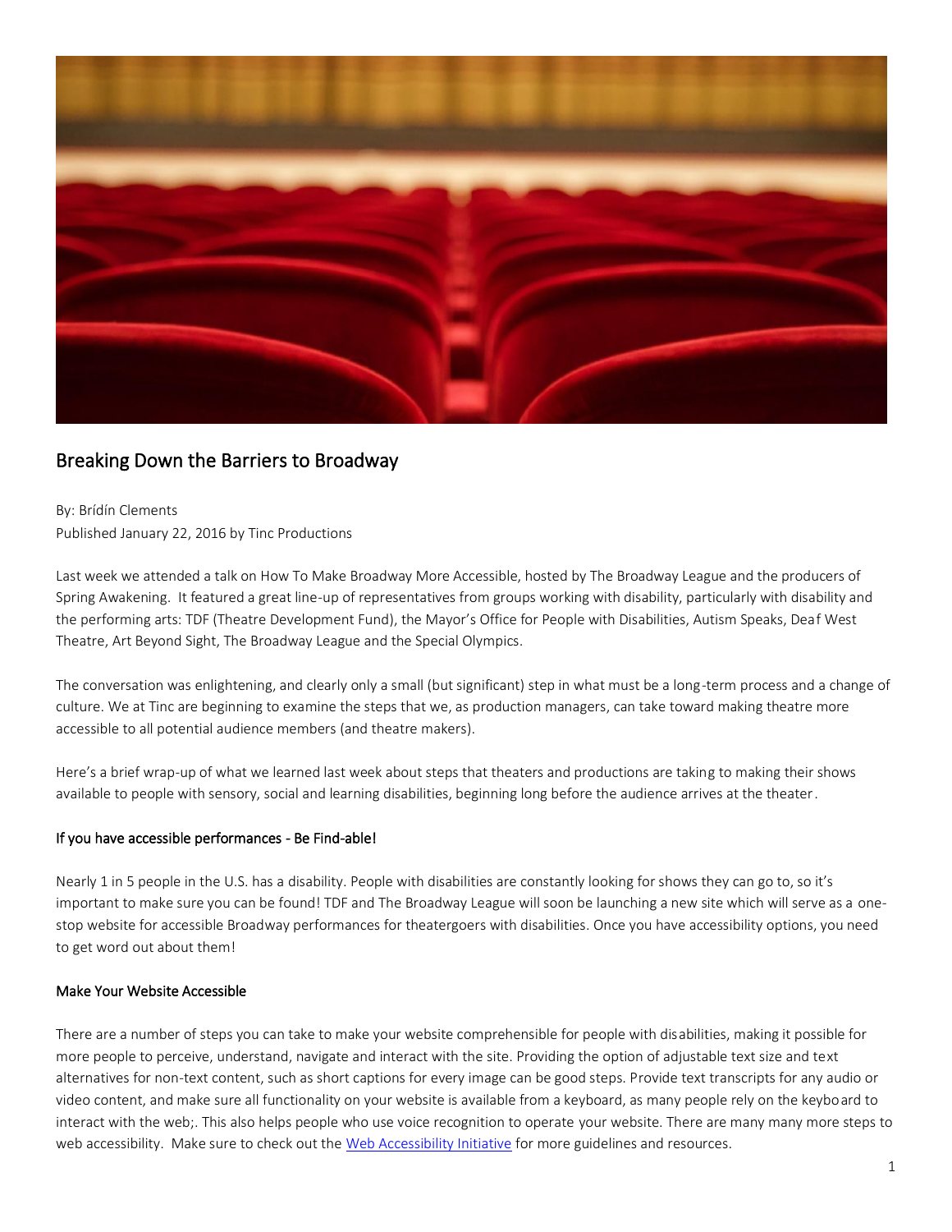# Breaking Down the Barriers to Broadway

By: Brídín Clements
Published January 22, 2016 by Tinc Productions

Last week we attended a talk on How To Make Broadway More Accessible, hosted by The Broadway League and the producers of Spring Awakening. It featured a great line-up of representatives from groups working with disability, particularly with disability and the performing arts: TDF (Theatre Development Fund), the Mayor's Office for People with Disabilities, Autism Speaks, Deaf West Theatre, Art Beyond Sight, The Broadway League and the Special Olympics.

The conversation was enlightening, and clearly only a small (but significant) step in what must be a long-term process and a change of culture. We at Tinc are beginning to examine the steps that we, as production managers, can take toward making theatre more accessible to all potential audience members (and theatre makers).

Here's a brief wrap-up of what we learned last week about steps that theaters and productions are taking to making their shows available to people with sensory, social and learning disabilities, beginning long before the audience arrives at the theater.

## If you have accessible performances - Be Find-able!

Nearly 1 in 5 people in the U.S. has a disability. People with disabilities are constantly looking for shows they can go to, so it's important to make sure you can be found! TDF and The Broadway League will soon be launching a new site which will serve as a one-stop website for accessible Broadway performances for theatergoers with disabilities. Once you have accessibility options, you need to get word out about them!

## Make Your Website Accessible

There are a number of steps you can take to make your website comprehensible for people with disabilities, making it possible for more people to perceive, understand, navigate and interact with the site. Providing the option of adjustable text size and text alternatives for non-text content, such as short captions for every image can be good steps. Provide text transcripts for any audio or video content, and make sure all functionality on your website is available from a keyboard, as many people rely on the keyboard to interact with the web;. This also helps people who use voice recognition to operate your website. There are many many more steps to web accessibility. Make sure to check out the [Web Accessibility Initiative] for more guidelines and resources.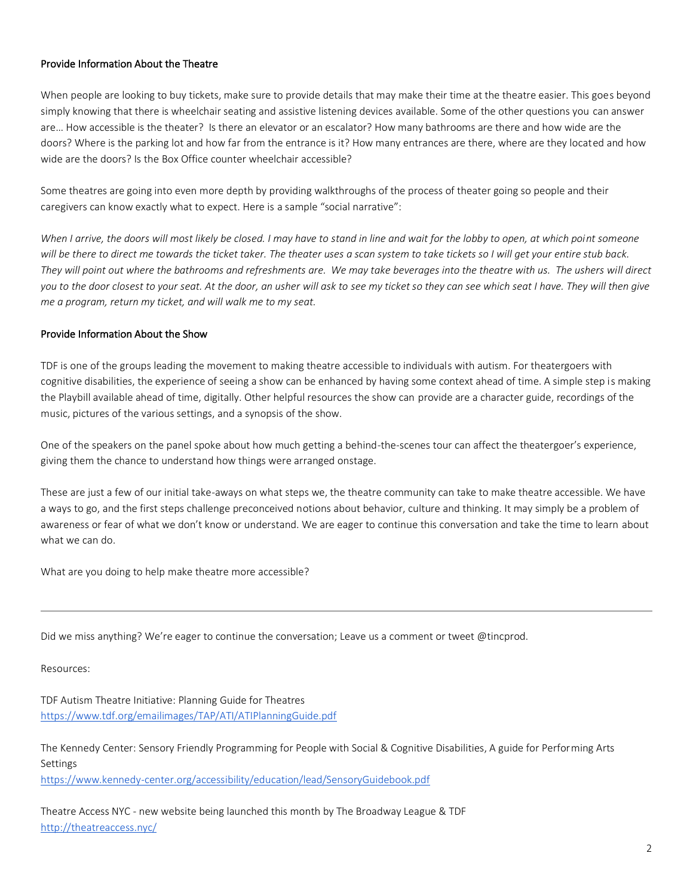## Provide Information About the Theatre

When people are looking to buy tickets, make sure to provide details that may make their time at the theatre easier. This goes beyond simply knowing that there is wheelchair seating and assistive listening devices available. Some of the other questions you can answer are… How accessible is the theater? Is there an elevator or an escalator? How many bathrooms are there and how wide are the doors? Where is the parking lot and how far from the entrance is it? How many entrances are there, where are they located and how wide are the doors? Is the Box Office counter wheelchair accessible?

Some theatres are going into even more depth by providing walkthroughs of the process of theater going so people and their caregivers can know exactly what to expect. Here is a sample "social narrative":

*When I arrive, the doors will most likely be closed. I may have to stand in line and wait for the lobby to open, at which point someone will be there to direct me towards the ticket taker. The theater uses a scan system to take tickets so I will get your entire stub back. They will point out where the bathrooms and refreshments are. We may take beverages into the theatre with us. The ushers will direct you to the door closest to your seat. At the door, an usher will ask to see my ticket so they can see which seat I have. They will then give me a program, return my ticket, and will walk me to my seat.*

## Provide Information About the Show

TDF is one of the groups leading the movement to making theatre accessible to individuals with autism. For theatergoers with cognitive disabilities, the experience of seeing a show can be enhanced by having some context ahead of time. A simple step is making the Playbill available ahead of time, digitally. Other helpful resources the show can provide are a character guide, recordings of the music, pictures of the various settings, and a synopsis of the show.

One of the speakers on the panel spoke about how much getting a behind-the-scenes tour can affect the theatergoer's experience, giving them the chance to understand how things were arranged onstage.

These are just a few of our initial take-aways on what steps we, the theatre community can take to make theatre accessible. We have a ways to go, and the first steps challenge preconceived notions about behavior, culture and thinking. It may simply be a problem of awareness or fear of what we don't know or understand. We are eager to continue this conversation and take the time to learn about what we can do.

What are you doing to help make theatre more accessible?

---

Did we miss anything? We're eager to continue the conversation; Leave us a comment or tweet @tincprod.

Resources:

TDF Autism Theatre Initiative: Planning Guide for Theatres
https://www.tdf.org/emailimages/TAP/ATI/ATIPlanningGuide.pdf

The Kennedy Center: Sensory Friendly Programming for People with Social & Cognitive Disabilities, A guide for Performing Arts Settings
https://www.kennedy-center.org/accessibility/education/lead/SensoryGuidebook.pdf

Theatre Access NYC - new website being launched this month by The Broadway League & TDF
http://theatreaccess.nyc/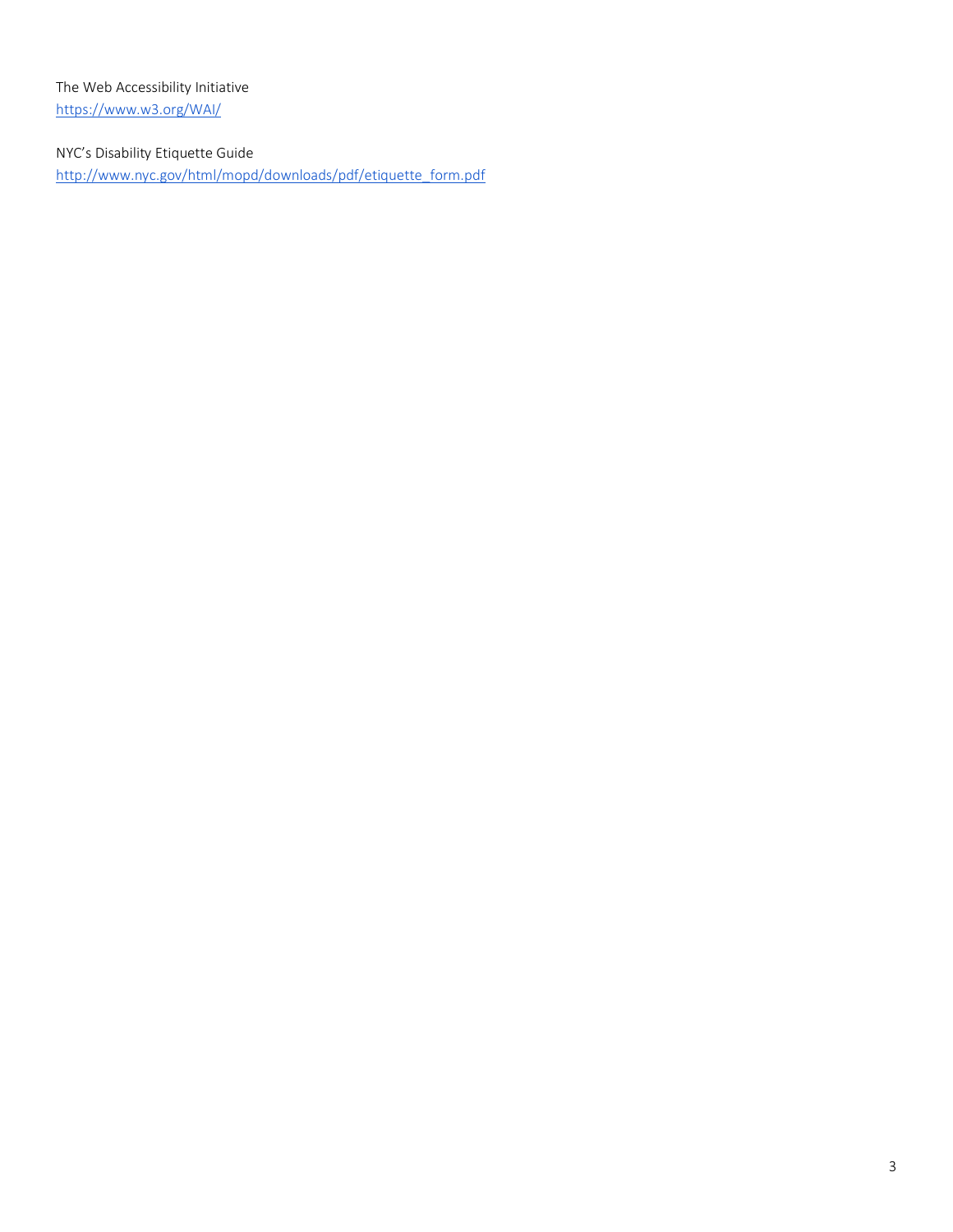The Web Accessibility Initiative
https://www.w3.org/WAI/

NYC's Disability Etiquette Guide
http://www.nyc.gov/html/mopd/downloads/pdf/etiquette_form.pdf